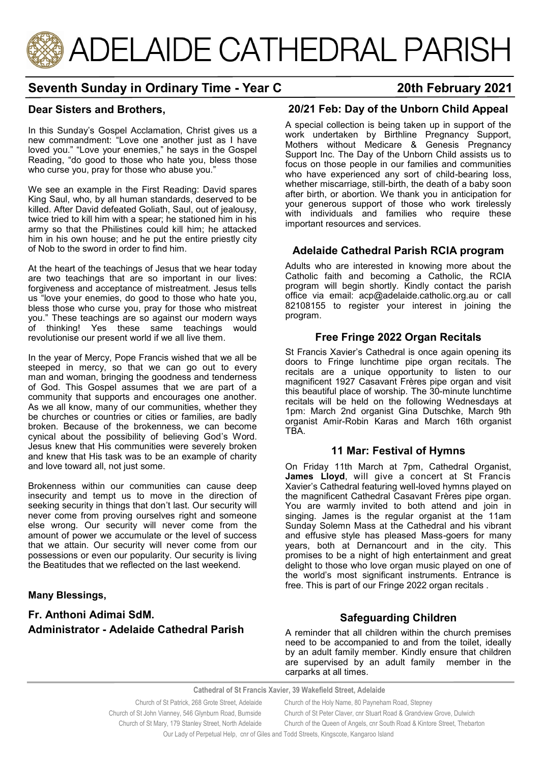# ADELAIDE CATHEDRAL PARISH

## Seventh Sunday in Ordinary Time - Year C

## 20th February 2021

### Dear Sisters and Brothers,

In this Sunday's Gospel Acclamation, Christ gives us a new commandment: "Love one another just as I have loved you." "Love your enemies," he says in the Gospel Reading, "do good to those who hate you, bless those who curse you, pray for those who abuse you."

We see an example in the First Reading: David spares King Saul, who, by all human standards, deserved to be killed. After David defeated Goliath, Saul, out of jealousy, twice tried to kill him with a spear; he stationed him in his army so that the Philistines could kill him; he attacked him in his own house; and he put the entire priestly city of Nob to the sword in order to find him.

At the heart of the teachings of Jesus that we hear today are two teachings that are so important in our lives: forgiveness and acceptance of mistreatment. Jesus tells us "love your enemies, do good to those who hate you, bless those who curse you, pray for those who mistreat you." These teachings are so against our modern ways of thinking! Yes these same teachings would revolutionise our present world if we all live them.

In the year of Mercy, Pope Francis wished that we all be steeped in mercy, so that we can go out to every man and woman, bringing the goodness and tenderness of God. This Gospel assumes that we are part of a community that supports and encourages one another. As we all know, many of our communities, whether they be churches or countries or cities or families, are badly broken. Because of the brokenness, we can become cynical about the possibility of believing God's Word. Jesus knew that His communities were severely broken and knew that His task was to be an example of charity and love toward all, not just some.

Brokenness within our communities can cause deep insecurity and tempt us to move in the direction of seeking security in things that don't last. Our security will never come from proving ourselves right and someone else wrong. Our security will never come from the amount of power we accumulate or the level of success that we attain. Our security will never come from our possessions or even our popularity. Our security is living the Beatitudes that we reflected on the last weekend.

**Many Blessings,**

**Fr. Anthoni Adimai SdM.**
**Administrator - Adelaide Cathedral Parish**

### 20/21 Feb: Day of the Unborn Child Appeal

A special collection is being taken up in support of the work undertaken by Birthline Pregnancy Support, Mothers without Medicare & Genesis Pregnancy Support Inc. The Day of the Unborn Child assists us to focus on those people in our families and communities who have experienced any sort of child-bearing loss, whether miscarriage, still-birth, the death of a baby soon after birth, or abortion. We thank you in anticipation for your generous support of those who work tirelessly with individuals and families who require these important resources and services.

### Adelaide Cathedral Parish RCIA program

Adults who are interested in knowing more about the Catholic faith and becoming a Catholic, the RCIA program will begin shortly. Kindly contact the parish office via email: acp@adelaide.catholic.org.au or call 82108155 to register your interest in joining the program.

### Free Fringe 2022 Organ Recitals

St Francis Xavier's Cathedral is once again opening its doors to Fringe lunchtime pipe organ recitals. The recitals are a unique opportunity to listen to our magnificent 1927 Casavant Frères pipe organ and visit this beautiful place of worship. The 30-minute lunchtime recitals will be held on the following Wednesdays at 1pm: March 2nd organist Gina Dutschke, March 9th organist Amir-Robin Karas and March 16th organist TBA.

### 11 Mar: Festival of Hymns

On Friday 11th March at 7pm, Cathedral Organist, **James Lloyd**, will give a concert at St Francis Xavier's Cathedral featuring well-loved hymns played on the magnificent Cathedral Casavant Frères pipe organ. You are warmly invited to both attend and join in singing. James is the regular organist at the 11am Sunday Solemn Mass at the Cathedral and his vibrant and effusive style has pleased Mass-goers for many years, both at Dernancourt and in the city. This promises to be a night of high entertainment and great delight to those who love organ music played on one of the world's most significant instruments. Entrance is free. This is part of our Fringe 2022 organ recitals .

### Safeguarding Children

A reminder that all children within the church premises need to be accompanied to and from the toilet, ideally by an adult family member. Kindly ensure that children are supervised by an adult family member in the carparks at all times.

**Cathedral of St Francis Xavier, 39 Wakefield Street, Adelaide**

Church of St Patrick, 268 Grote Street, Adelaide
Church of the Holy Name, 80 Payneham Road, Stepney
Church of St John Vianney, 546 Glynburn Road, Burnside
Church of St Peter Claver, cnr Stuart Road & Grandview Grove, Dulwich
Church of St Mary, 179 Stanley Street, North Adelaide
Church of the Queen of Angels, cnr South Road & Kintore Street, Thebarton
Our Lady of Perpetual Help, cnr of Giles and Todd Streets, Kingscote, Kangaroo Island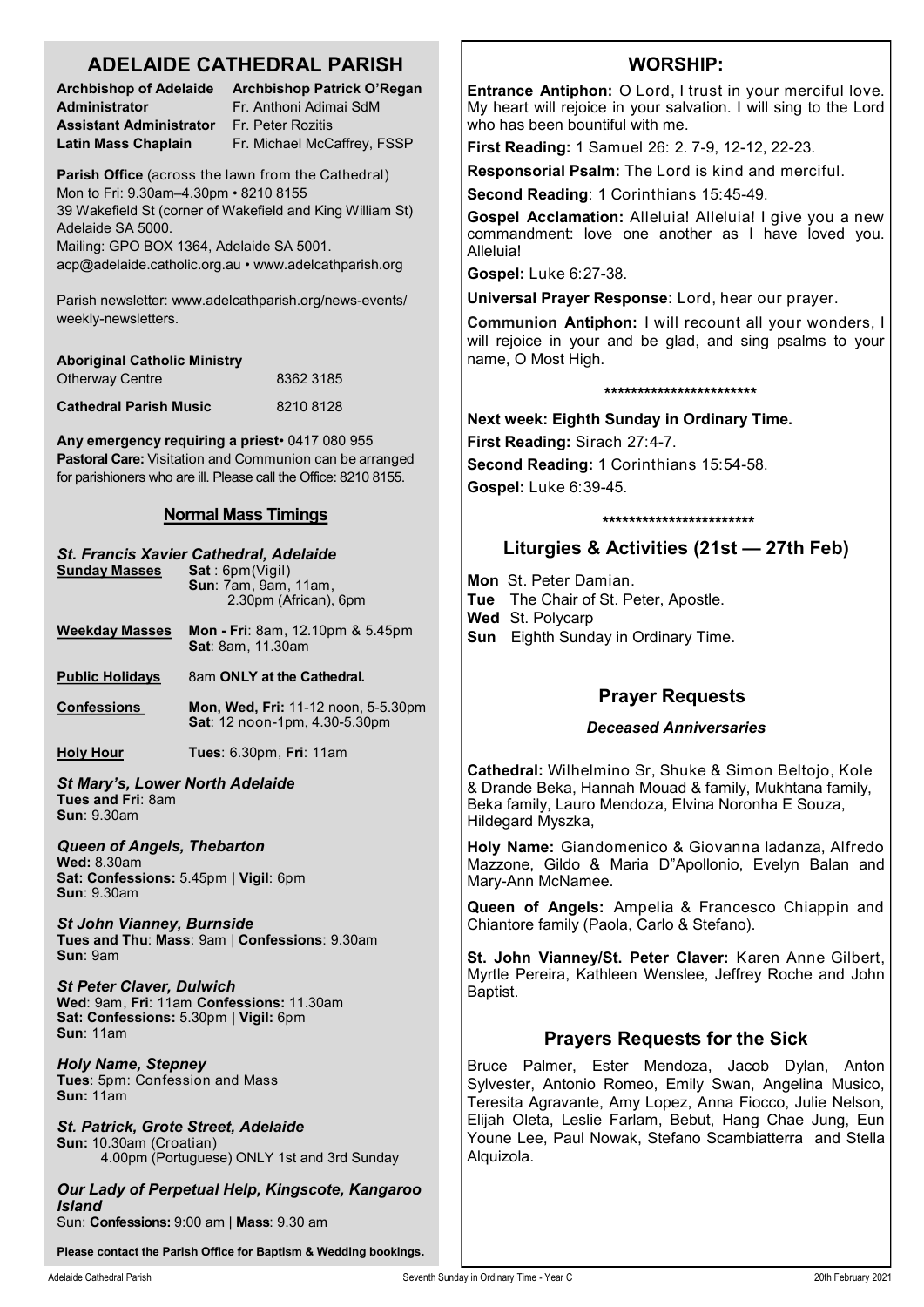# ADELAIDE CATHEDRAL PARISH

| | |
|---|---|
| **Archbishop of Adelaide** | **Archbishop Patrick O'Regan** |
| **Administrator** | Fr. Anthoni Adimai SdM |
| **Assistant Administrator** | Fr. Peter Rozitis |
| **Latin Mass Chaplain** | Fr. Michael McCaffrey, FSSP |

**Parish Office** (across the lawn from the Cathedral)
Mon to Fri: 9.30am–4.30pm • 8210 8155
39 Wakefield St (corner of Wakefield and King William St)
Adelaide SA 5000.
Mailing: GPO BOX 1364, Adelaide SA 5001.
acp@adelaide.catholic.org.au • www.adelcathparish.org

Parish newsletter: www.adelcathparish.org/news-events/weekly-newsletters.

**Aboriginal Catholic Ministry**
Otherway Centre 8362 3185

**Cathedral Parish Music** 8210 8128

**Any emergency requiring a priest**• 0417 080 955
**Pastoral Care:** Visitation and Communion can be arranged for parishioners who are ill. Please call the Office: 8210 8155.

## Normal Mass Timings

### *St. Francis Xavier Cathedral, Adelaide*

**Sunday Masses** — **Sat** : 6pm(Vigil)
**Sun**: 7am, 9am, 11am, 2.30pm (African), 6pm

**Weekday Masses** — **Mon - Fri**: 8am, 12.10pm & 5.45pm
**Sat**: 8am, 11.30am

**Public Holidays** — 8am **ONLY at the Cathedral.**

**Confessions** — **Mon, Wed, Fri:** 11-12 noon, 5-5.30pm
**Sat**: 12 noon-1pm, 4.30-5.30pm

**Holy Hour** — **Tues**: 6.30pm, **Fri**: 11am

### *St Mary's, Lower North Adelaide*
**Tues and Fri**: 8am
**Sun**: 9.30am

### *Queen of Angels, Thebarton*
**Wed:** 8.30am
**Sat: Confessions:** 5.45pm | **Vigil**: 6pm
**Sun**: 9.30am

### *St John Vianney, Burnside*
**Tues and Thu**: **Mass**: 9am | **Confessions**: 9.30am
**Sun**: 9am

### *St Peter Claver, Dulwich*
**Wed**: 9am, **Fri**: 11am **Confessions:** 11.30am
**Sat: Confessions:** 5.30pm | **Vigil:** 6pm
**Sun**: 11am

### *Holy Name, Stepney*
**Tues**: 5pm: Confession and Mass
**Sun:** 11am

### *St. Patrick, Grote Street, Adelaide*
**Sun:** 10.30am (Croatian)
4.00pm (Portuguese) ONLY 1st and 3rd Sunday

### *Our Lady of Perpetual Help, Kingscote, Kangaroo Island*
Sun: **Confessions:** 9:00 am | **Mass**: 9.30 am

**Please contact the Parish Office for Baptism & Wedding bookings.**

## WORSHIP:

**Entrance Antiphon:** O Lord, I trust in your merciful love. My heart will rejoice in your salvation. I will sing to the Lord who has been bountiful with me.

**First Reading:** 1 Samuel 26: 2. 7-9, 12-12, 22-23.

**Responsorial Psalm:** The Lord is kind and merciful.

**Second Reading**: 1 Corinthians 15:45-49.

**Gospel Acclamation:** Alleluia! Alleluia! I give you a new commandment: love one another as I have loved you. Alleluia!

**Gospel:** Luke 6:27-38.

**Universal Prayer Response**: Lord, hear our prayer.

**Communion Antiphon:** I will recount all your wonders, I will rejoice in your and be glad, and sing psalms to your name, O Most High.

***********************

**Next week: Eighth Sunday in Ordinary Time.**

**First Reading:** Sirach 27:4-7.

**Second Reading:** 1 Corinthians 15:54-58.

**Gospel:** Luke 6:39-45.

***********************

## Liturgies & Activities (21st — 27th Feb)

**Mon** St. Peter Damian.
**Tue** The Chair of St. Peter, Apostle.
**Wed** St. Polycarp
**Sun** Eighth Sunday in Ordinary Time.

## Prayer Requests

### *Deceased Anniversaries*

**Cathedral:** Wilhelmino Sr, Shuke & Simon Beltojo, Kole & Drande Beka, Hannah Mouad & family, Mukhtana family, Beka family, Lauro Mendoza, Elvina Noronha E Souza, Hildegard Myszka,

**Holy Name:** Giandomenico & Giovanna Iadanza, Alfredo Mazzone, Gildo & Maria D"Apollonio, Evelyn Balan and Mary-Ann McNamee.

**Queen of Angels:** Ampelia & Francesco Chiappin and Chiantore family (Paola, Carlo & Stefano).

**St. John Vianney/St. Peter Claver:** Karen Anne Gilbert, Myrtle Pereira, Kathleen Wenslee, Jeffrey Roche and John Baptist.

## Prayers Requests for the Sick

Bruce Palmer, Ester Mendoza, Jacob Dylan, Anton Sylvester, Antonio Romeo, Emily Swan, Angelina Musico, Teresita Agravante, Amy Lopez, Anna Fiocco, Julie Nelson, Elijah Oleta, Leslie Farlam, Bebut, Hang Chae Jung, Eun Youne Lee, Paul Nowak, Stefano Scambiatterra and Stella Alquizola.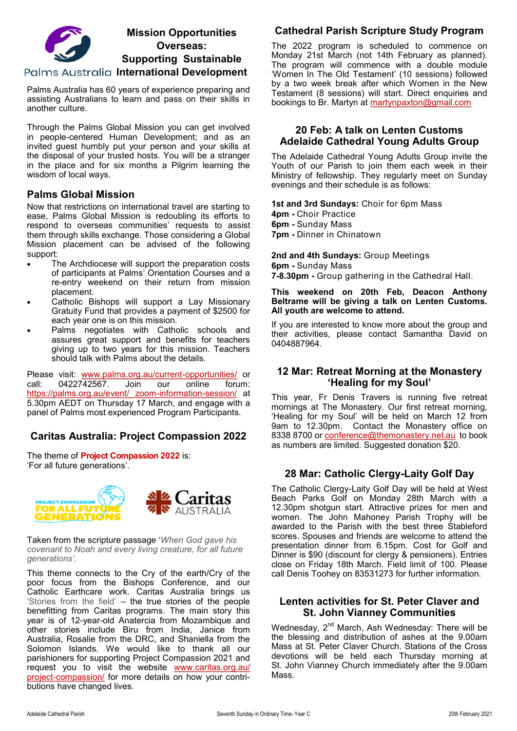## Mission Opportunities Overseas: Supporting Sustainable International Development

Palms Australia

Palms Australia has 60 years of experience preparing and assisting Australians to learn and pass on their skills in another culture.

Through the Palms Global Mission you can get involved in people-centered Human Development; and as an invited guest humbly put your person and your skills at the disposal of your trusted hosts. You will be a stranger in the place and for six months a Pilgrim learning the wisdom of local ways.

### Palms Global Mission

Now that restrictions on international travel are starting to ease, Palms Global Mission is redoubling its efforts to respond to overseas communities' requests to assist them through skills exchange. Those considering a Global Mission placement can be advised of the following support:

- The Archdiocese will support the preparation costs of participants at Palms' Orientation Courses and a re-entry weekend on their return from mission placement.
- Catholic Bishops will support a Lay Missionary Gratuity Fund that provides a payment of $2500 for each year one is on this mission.
- Palms negotiates with Catholic schools and assures great support and benefits for teachers giving up to two years for this mission. Teachers should talk with Palms about the details.

Please visit: www.palms.org.au/current-opportunities/ or call: 0422742567. Join our online forum: https://palms.org.au/event/_zoom-information-session/ at 5.30pm AEDT on Thursday 17 March, and engage with a panel of Palms most experienced Program Participants.

## Caritas Australia: Project Compassion 2022

The theme of **Project Compassion 2022** is: 'For all future generations'.

Taken from the scripture passage '*When God gave his covenant to Noah and every living creature, for all future generations'.*

This theme connects to the Cry of the earth/Cry of the poor focus from the Bishops Conference, and our Catholic Earthcare work. Caritas Australia brings us 'Stories from the field' – the true stories of the people benefitting from Caritas programs. The main story this year is of 12-year-old Anatercia from Mozambique and other stories include Biru from India, Janice from Australia, Rosalie from the DRC, and Shaniella from the Solomon Islands. We would like to thank all our parishioners for supporting Project Compassion 2021 and request you to visit the website www.caritas.org.au/project-compassion/ for more details on how your contributions have changed lives.

## Cathedral Parish Scripture Study Program

The 2022 program is scheduled to commence on Monday 21st March (not 14th February as planned). The program will commence with a double module 'Women In The Old Testament' (10 sessions) followed by a two week break after which Women in the New Testament (8 sessions) will start. Direct enquiries and bookings to Br. Martyn at martynpaxton@gmail.com

## 20 Feb: A talk on Lenten Customs Adelaide Cathedral Young Adults Group

The Adelaide Cathedral Young Adults Group invite the Youth of our Parish to join them each week in their Ministry of fellowship. They regularly meet on Sunday evenings and their schedule is as follows:

**1st and 3rd Sundays:** Choir for 6pm Mass
**4pm -** Choir Practice
**6pm -** Sunday Mass
**7pm -** Dinner in Chinatown

**2nd and 4th Sundays:** Group Meetings
**6pm -** Sunday Mass
**7-8.30pm -** Group gathering in the Cathedral Hall.

**This weekend on 20th Feb, Deacon Anthony Beltrame will be giving a talk on Lenten Customs. All youth are welcome to attend.**

If you are interested to know more about the group and their activities, please contact Samantha David on 0404887964.

## 12 Mar: Retreat Morning at the Monastery 'Healing for my Soul'

This year, Fr Denis Travers is running five retreat mornings at The Monastery. Our first retreat morning, 'Healing for my Soul' will be held on March 12 from 9am to 12.30pm. Contact the Monastery office on 8338 8700 or conference@themonastery.net.au to book as numbers are limited. Suggested donation $20.

## 28 Mar: Catholic Clergy-Laity Golf Day

The Catholic Clergy-Laity Golf Day will be held at West Beach Parks Golf on Monday 28th March with a 12.30pm shotgun start. Attractive prizes for men and women. The John Mahoney Parish Trophy will be awarded to the Parish with the best three Stableford scores. Spouses and friends are welcome to attend the presentation dinner from 6.15pm. Cost for Golf and Dinner is $90 (discount for clergy & pensioners). Entries close on Friday 18th March. Field limit of 100. Please call Denis Toohey on 83531273 for further information.

## Lenten activities for St. Peter Claver and St. John Vianney Communities

Wednesday, 2nd March, Ash Wednesday: There will be the blessing and distribution of ashes at the 9.00am Mass at St. Peter Claver Church. Stations of the Cross devotions will be held each Thursday morning at St. John Vianney Church immediately after the 9.00am Mass.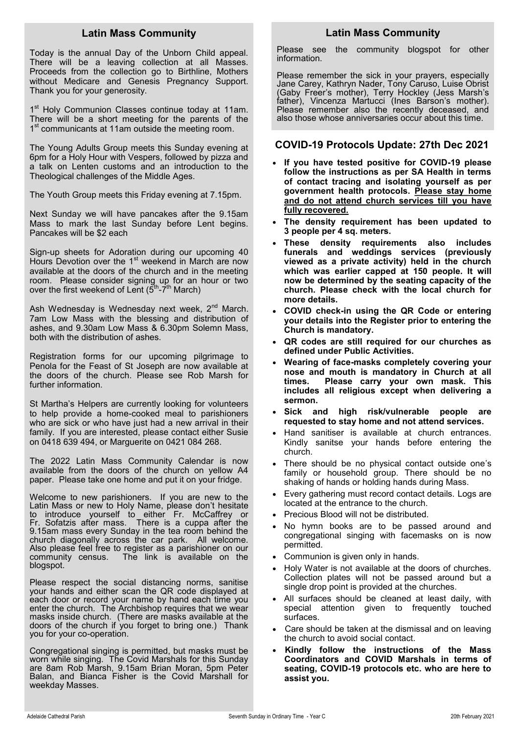## Latin Mass Community

Today is the annual Day of the Unborn Child appeal. There will be a leaving collection at all Masses. Proceeds from the collection go to Birthline, Mothers without Medicare and Genesis Pregnancy Support. Thank you for your generosity.

1st Holy Communion Classes continue today at 11am. There will be a short meeting for the parents of the 1st communicants at 11am outside the meeting room.

The Young Adults Group meets this Sunday evening at 6pm for a Holy Hour with Vespers, followed by pizza and a talk on Lenten customs and an introduction to the Theological challenges of the Middle Ages.

The Youth Group meets this Friday evening at 7.15pm.

Next Sunday we will have pancakes after the 9.15am Mass to mark the last Sunday before Lent begins. Pancakes will be $2 each

Sign-up sheets for Adoration during our upcoming 40 Hours Devotion over the 1st weekend in March are now available at the doors of the church and in the meeting room. Please consider signing up for an hour or two over the first weekend of Lent (5th-7th March)

Ash Wednesday is Wednesday next week, 2nd March. 7am Low Mass with the blessing and distribution of ashes, and 9.30am Low Mass & 6.30pm Solemn Mass, both with the distribution of ashes.

Registration forms for our upcoming pilgrimage to Penola for the Feast of St Joseph are now available at the doors of the church. Please see Rob Marsh for further information.

St Martha's Helpers are currently looking for volunteers to help provide a home-cooked meal to parishioners who are sick or who have just had a new arrival in their family. If you are interested, please contact either Susie on 0418 639 494, or Marguerite on 0421 084 268.

The 2022 Latin Mass Community Calendar is now available from the doors of the church on yellow A4 paper. Please take one home and put it on your fridge.

Welcome to new parishioners. If you are new to the Latin Mass or new to Holy Name, please don't hesitate to introduce yourself to either Fr. McCaffrey or Fr. Sofatzis after mass. There is a cuppa after the 9.15am mass every Sunday in the tea room behind the church diagonally across the car park. All welcome. Also please feel free to register as a parishioner on our community census. The link is available on the blogspot.

Please respect the social distancing norms, sanitise your hands and either scan the QR code displayed at each door or record your name by hand each time you enter the church. The Archbishop requires that we wear masks inside church. (There are masks available at the doors of the church if you forget to bring one.) Thank you for your co-operation.

Congregational singing is permitted, but masks must be worn while singing. The Covid Marshals for this Sunday are 8am Rob Marsh, 9.15am Brian Moran, 5pm Peter Balan, and Bianca Fisher is the Covid Marshall for weekday Masses.

## Latin Mass Community

Please see the community blogspot for other information.

Please remember the sick in your prayers, especially Jane Carey, Kathryn Nader, Tony Caruso, Luise Obrist (Gaby Freer's mother), Terry Hockley (Jess Marsh's father), Vincenza Martucci (Ines Barson's mother). Please remember also the recently deceased, and also those whose anniversaries occur about this time.

## COVID-19 Protocols Update: 27th Dec 2021

- **If you have tested positive for COVID-19 please follow the instructions as per SA Health in terms of contact tracing and isolating yourself as per government health protocols. <u>Please stay home and do not attend church services till you have fully recovered.</u>**
- **The density requirement has been updated to 3 people per 4 sq. meters.**
- **These density requirements also includes funerals and weddings services (previously viewed as a private activity) held in the church which was earlier capped at 150 people. It will now be determined by the seating capacity of the church. Please check with the local church for more details.**
- **COVID check-in using the QR Code or entering your details into the Register prior to entering the Church is mandatory.**
- **QR codes are still required for our churches as defined under Public Activities.**
- **Wearing of face-masks completely covering your nose and mouth is mandatory in Church at all times. Please carry your own mask. This includes all religious except when delivering a sermon.**
- **Sick and high risk/vulnerable people are requested to stay home and not attend services.**
- Hand sanitiser is available at church entrances. Kindly sanitse your hands before entering the church.
- There should be no physical contact outside one's family or household group. There should be no shaking of hands or holding hands during Mass.
- Every gathering must record contact details. Logs are located at the entrance to the church.
- Precious Blood will not be distributed.
- No hymn books are to be passed around and congregational singing with facemasks on is now permitted.
- Communion is given only in hands.
- Holy Water is not available at the doors of churches. Collection plates will not be passed around but a single drop point is provided at the churches.
- All surfaces should be cleaned at least daily, with special attention given to frequently touched surfaces.
- Care should be taken at the dismissal and on leaving the church to avoid social contact.
- **Kindly follow the instructions of the Mass Coordinators and COVID Marshals in terms of seating, COVID-19 protocols etc. who are here to assist you.**